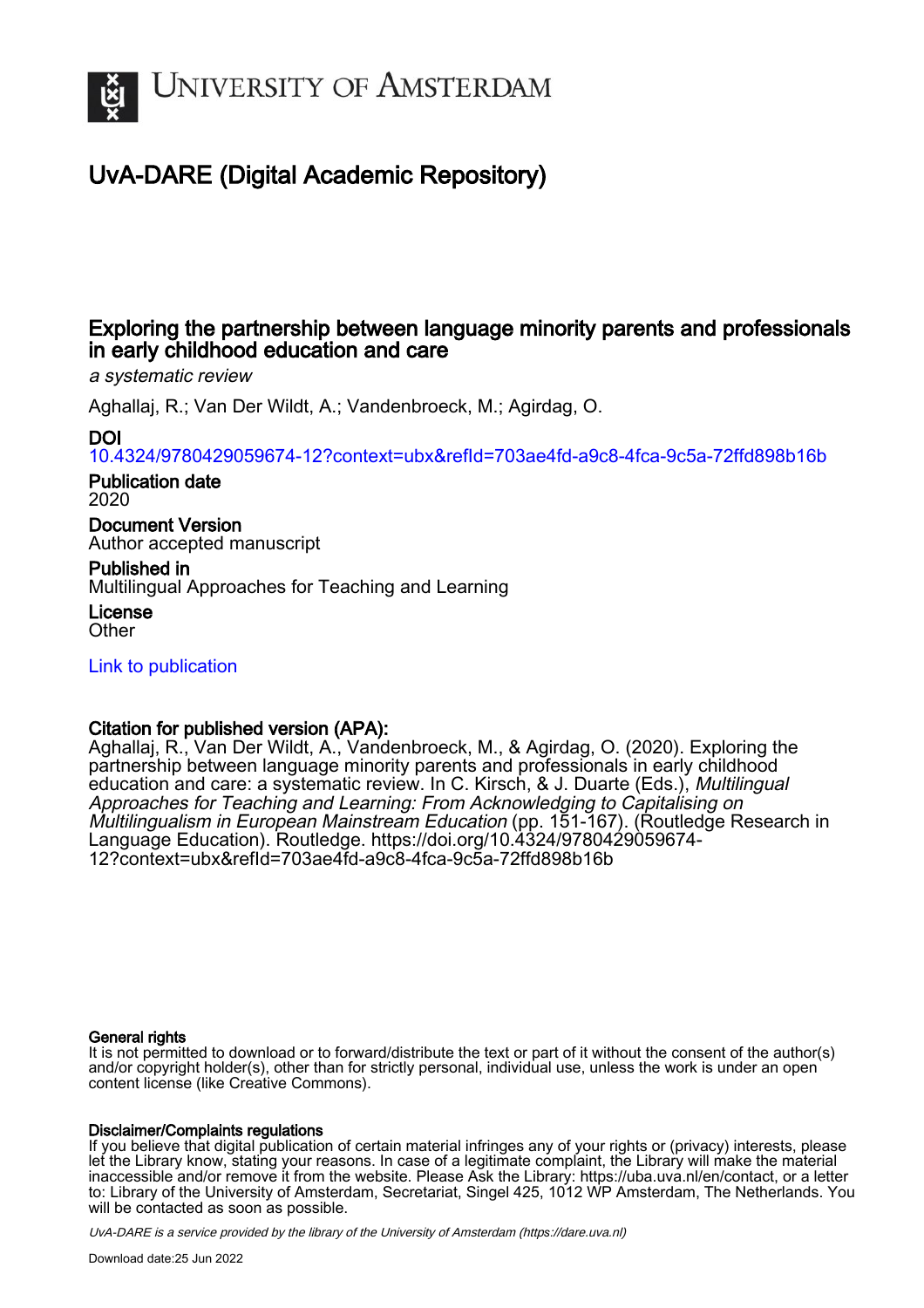UNIVERSITY OF AMSTERDAM

# UvA-DARE (Digital Academic Repository)

## Exploring the partnership between language minority parents and professionals in early childhood education and care

*a systematic review*

Aghallaj, R.; Van Der Wildt, A.; Vandenbroeck, M.; Agirdag, O.

**DOI**
10.4324/9780429059674-12?context=ubx&refId=703ae4fd-a9c8-4fca-9c5a-72ffd898b16b

**Publication date**
2020

**Document Version**
Author accepted manuscript

**Published in**
Multilingual Approaches for Teaching and Learning

**License**
Other

Link to publication

**Citation for published version (APA):**
Aghallaj, R., Van Der Wildt, A., Vandenbroeck, M., & Agirdag, O. (2020). Exploring the partnership between language minority parents and professionals in early childhood education and care: a systematic review. In C. Kirsch, & J. Duarte (Eds.), *Multilingual Approaches for Teaching and Learning: From Acknowledging to Capitalising on Multilingualism in European Mainstream Education* (pp. 151-167). (Routledge Research in Language Education). Routledge. https://doi.org/10.4324/9780429059674-12?context=ubx&refId=703ae4fd-a9c8-4fca-9c5a-72ffd898b16b

**General rights**
It is not permitted to download or to forward/distribute the text or part of it without the consent of the author(s) and/or copyright holder(s), other than for strictly personal, individual use, unless the work is under an open content license (like Creative Commons).

**Disclaimer/Complaints regulations**
If you believe that digital publication of certain material infringes any of your rights or (privacy) interests, please let the Library know, stating your reasons. In case of a legitimate complaint, the Library will make the material inaccessible and/or remove it from the website. Please Ask the Library: https://uba.uva.nl/en/contact, or a letter to: Library of the University of Amsterdam, Secretariat, Singel 425, 1012 WP Amsterdam, The Netherlands. You will be contacted as soon as possible.

*UvA-DARE is a service provided by the library of the University of Amsterdam (https://dare.uva.nl)*

Download date:25 Jun 2022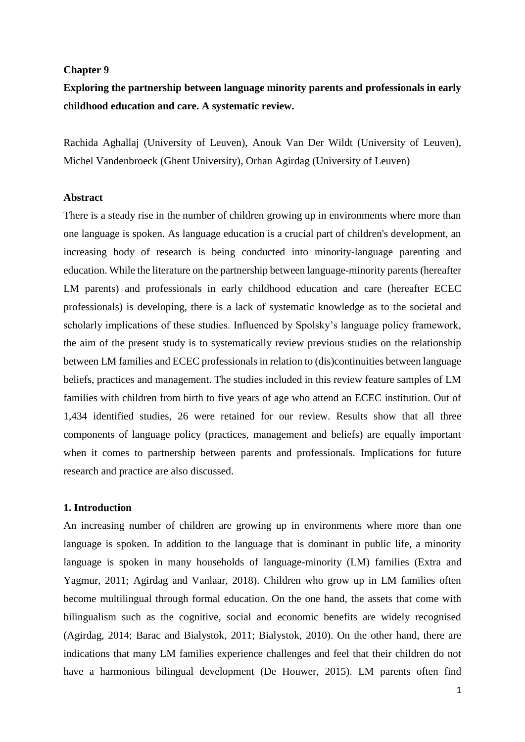**Chapter 9**

# Exploring the partnership between language minority parents and professionals in early childhood education and care. A systematic review.

Rachida Aghallaj (University of Leuven), Anouk Van Der Wildt (University of Leuven), Michel Vandenbroeck (Ghent University), Orhan Agirdag (University of Leuven)

## Abstract

There is a steady rise in the number of children growing up in environments where more than one language is spoken. As language education is a crucial part of children's development, an increasing body of research is being conducted into minority-language parenting and education. While the literature on the partnership between language-minority parents (hereafter LM parents) and professionals in early childhood education and care (hereafter ECEC professionals) is developing, there is a lack of systematic knowledge as to the societal and scholarly implications of these studies. Influenced by Spolsky's language policy framework, the aim of the present study is to systematically review previous studies on the relationship between LM families and ECEC professionals in relation to (dis)continuities between language beliefs, practices and management. The studies included in this review feature samples of LM families with children from birth to five years of age who attend an ECEC institution. Out of 1,434 identified studies, 26 were retained for our review. Results show that all three components of language policy (practices, management and beliefs) are equally important when it comes to partnership between parents and professionals. Implications for future research and practice are also discussed.

## 1. Introduction

An increasing number of children are growing up in environments where more than one language is spoken. In addition to the language that is dominant in public life, a minority language is spoken in many households of language-minority (LM) families (Extra and Yagmur, 2011; Agirdag and Vanlaar, 2018). Children who grow up in LM families often become multilingual through formal education. On the one hand, the assets that come with bilingualism such as the cognitive, social and economic benefits are widely recognised (Agirdag, 2014; Barac and Bialystok, 2011; Bialystok, 2010). On the other hand, there are indications that many LM families experience challenges and feel that their children do not have a harmonious bilingual development (De Houwer, 2015). LM parents often find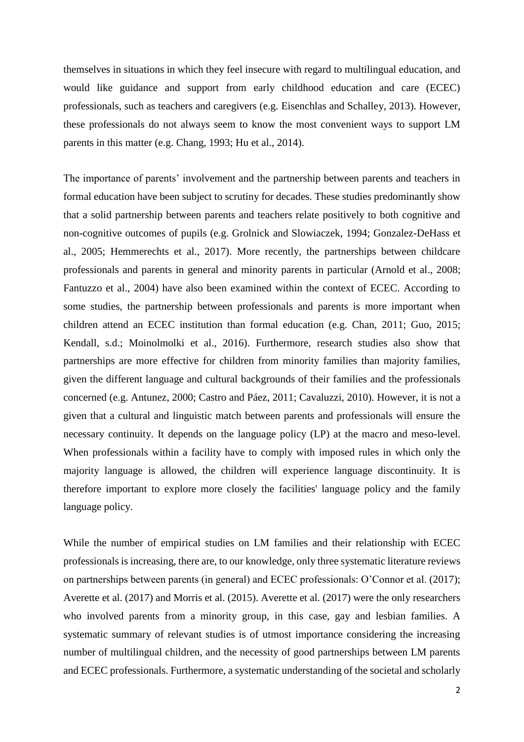themselves in situations in which they feel insecure with regard to multilingual education, and would like guidance and support from early childhood education and care (ECEC) professionals, such as teachers and caregivers (e.g. Eisenchlas and Schalley, 2013). However, these professionals do not always seem to know the most convenient ways to support LM parents in this matter (e.g. Chang, 1993; Hu et al., 2014).

The importance of parents' involvement and the partnership between parents and teachers in formal education have been subject to scrutiny for decades. These studies predominantly show that a solid partnership between parents and teachers relate positively to both cognitive and non-cognitive outcomes of pupils (e.g. Grolnick and Slowiaczek, 1994; Gonzalez-DeHass et al., 2005; Hemmerechts et al., 2017). More recently, the partnerships between childcare professionals and parents in general and minority parents in particular (Arnold et al., 2008; Fantuzzo et al., 2004) have also been examined within the context of ECEC. According to some studies, the partnership between professionals and parents is more important when children attend an ECEC institution than formal education (e.g. Chan, 2011; Guo, 2015; Kendall, s.d.; Moinolmolki et al., 2016). Furthermore, research studies also show that partnerships are more effective for children from minority families than majority families, given the different language and cultural backgrounds of their families and the professionals concerned (e.g. Antunez, 2000; Castro and Páez, 2011; Cavaluzzi, 2010). However, it is not a given that a cultural and linguistic match between parents and professionals will ensure the necessary continuity. It depends on the language policy (LP) at the macro and meso-level. When professionals within a facility have to comply with imposed rules in which only the majority language is allowed, the children will experience language discontinuity. It is therefore important to explore more closely the facilities' language policy and the family language policy.

While the number of empirical studies on LM families and their relationship with ECEC professionals is increasing, there are, to our knowledge, only three systematic literature reviews on partnerships between parents (in general) and ECEC professionals: O'Connor et al. (2017); Averette et al. (2017) and Morris et al. (2015). Averette et al. (2017) were the only researchers who involved parents from a minority group, in this case, gay and lesbian families. A systematic summary of relevant studies is of utmost importance considering the increasing number of multilingual children, and the necessity of good partnerships between LM parents and ECEC professionals. Furthermore, a systematic understanding of the societal and scholarly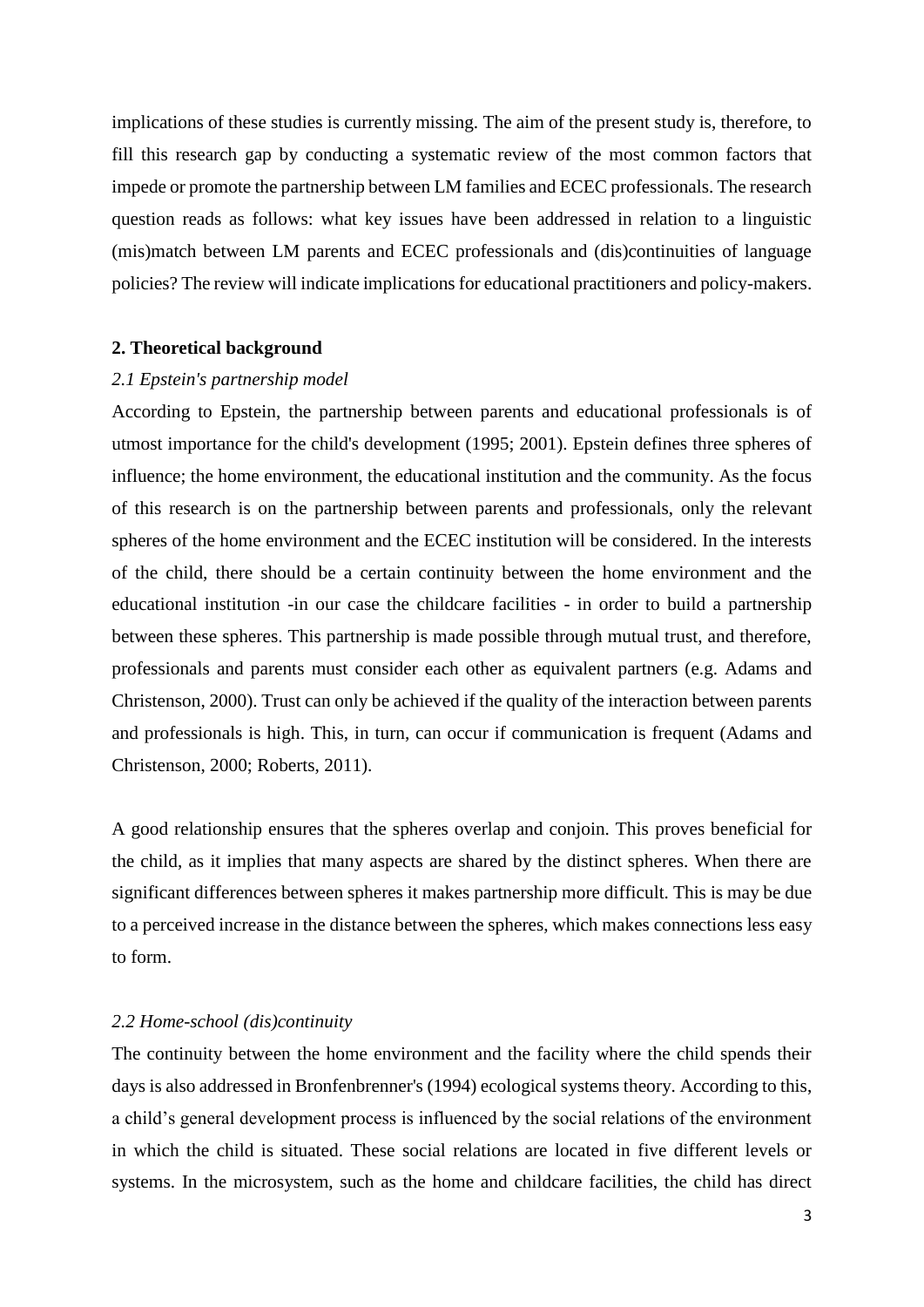implications of these studies is currently missing. The aim of the present study is, therefore, to fill this research gap by conducting a systematic review of the most common factors that impede or promote the partnership between LM families and ECEC professionals. The research question reads as follows: what key issues have been addressed in relation to a linguistic (mis)match between LM parents and ECEC professionals and (dis)continuities of language policies? The review will indicate implications for educational practitioners and policy-makers.

## 2. Theoretical background

### *2.1 Epstein's partnership model*

According to Epstein, the partnership between parents and educational professionals is of utmost importance for the child's development (1995; 2001). Epstein defines three spheres of influence; the home environment, the educational institution and the community. As the focus of this research is on the partnership between parents and professionals, only the relevant spheres of the home environment and the ECEC institution will be considered. In the interests of the child, there should be a certain continuity between the home environment and the educational institution -in our case the childcare facilities - in order to build a partnership between these spheres. This partnership is made possible through mutual trust, and therefore, professionals and parents must consider each other as equivalent partners (e.g. Adams and Christenson, 2000). Trust can only be achieved if the quality of the interaction between parents and professionals is high. This, in turn, can occur if communication is frequent (Adams and Christenson, 2000; Roberts, 2011).

A good relationship ensures that the spheres overlap and conjoin. This proves beneficial for the child, as it implies that many aspects are shared by the distinct spheres. When there are significant differences between spheres it makes partnership more difficult. This is may be due to a perceived increase in the distance between the spheres, which makes connections less easy to form.

### *2.2 Home-school (dis)continuity*

The continuity between the home environment and the facility where the child spends their days is also addressed in Bronfenbrenner's (1994) ecological systems theory. According to this, a child's general development process is influenced by the social relations of the environment in which the child is situated. These social relations are located in five different levels or systems. In the microsystem, such as the home and childcare facilities, the child has direct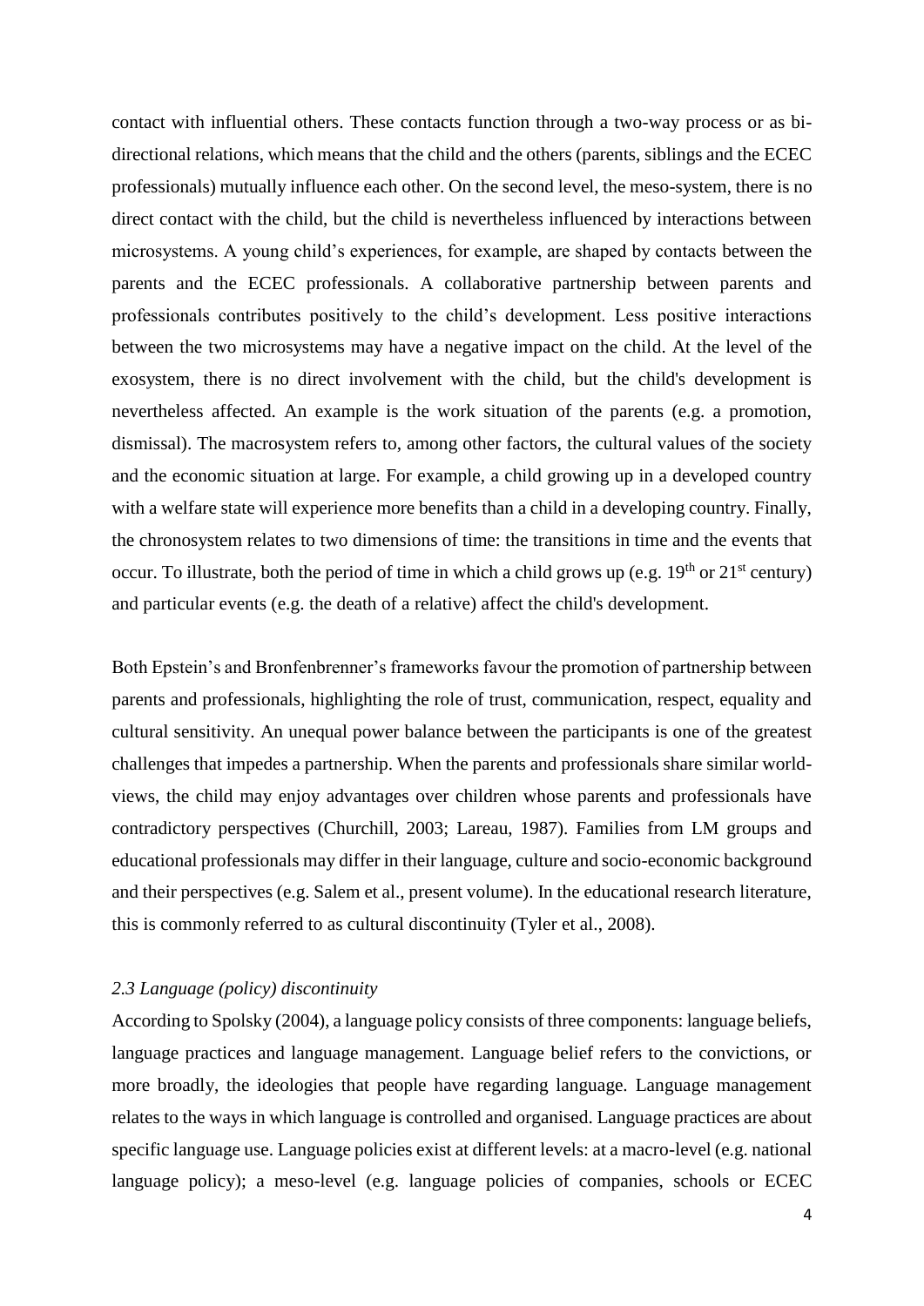contact with influential others. These contacts function through a two-way process or as bi-directional relations, which means that the child and the others (parents, siblings and the ECEC professionals) mutually influence each other. On the second level, the meso-system, there is no direct contact with the child, but the child is nevertheless influenced by interactions between microsystems. A young child's experiences, for example, are shaped by contacts between the parents and the ECEC professionals. A collaborative partnership between parents and professionals contributes positively to the child's development. Less positive interactions between the two microsystems may have a negative impact on the child. At the level of the exosystem, there is no direct involvement with the child, but the child's development is nevertheless affected. An example is the work situation of the parents (e.g. a promotion, dismissal). The macrosystem refers to, among other factors, the cultural values of the society and the economic situation at large. For example, a child growing up in a developed country with a welfare state will experience more benefits than a child in a developing country. Finally, the chronosystem relates to two dimensions of time: the transitions in time and the events that occur. To illustrate, both the period of time in which a child grows up (e.g. 19th or 21st century) and particular events (e.g. the death of a relative) affect the child's development.

Both Epstein's and Bronfenbrenner's frameworks favour the promotion of partnership between parents and professionals, highlighting the role of trust, communication, respect, equality and cultural sensitivity. An unequal power balance between the participants is one of the greatest challenges that impedes a partnership. When the parents and professionals share similar world-views, the child may enjoy advantages over children whose parents and professionals have contradictory perspectives (Churchill, 2003; Lareau, 1987). Families from LM groups and educational professionals may differ in their language, culture and socio-economic background and their perspectives (e.g. Salem et al., present volume). In the educational research literature, this is commonly referred to as cultural discontinuity (Tyler et al., 2008).

### *2.3 Language (policy) discontinuity*

According to Spolsky (2004), a language policy consists of three components: language beliefs, language practices and language management. Language belief refers to the convictions, or more broadly, the ideologies that people have regarding language. Language management relates to the ways in which language is controlled and organised. Language practices are about specific language use. Language policies exist at different levels: at a macro-level (e.g. national language policy); a meso-level (e.g. language policies of companies, schools or ECEC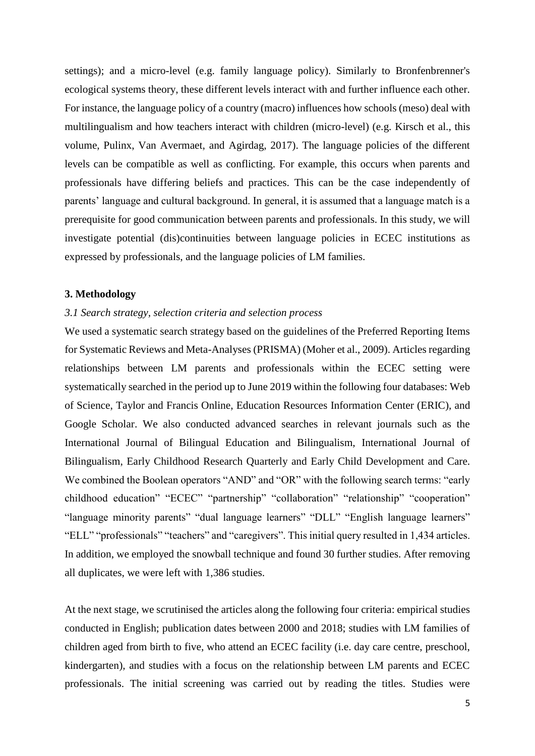settings); and a micro-level (e.g. family language policy). Similarly to Bronfenbrenner's ecological systems theory, these different levels interact with and further influence each other. For instance, the language policy of a country (macro) influences how schools (meso) deal with multilingualism and how teachers interact with children (micro-level) (e.g. Kirsch et al., this volume, Pulinx, Van Avermaet, and Agirdag, 2017). The language policies of the different levels can be compatible as well as conflicting. For example, this occurs when parents and professionals have differing beliefs and practices. This can be the case independently of parents' language and cultural background. In general, it is assumed that a language match is a prerequisite for good communication between parents and professionals. In this study, we will investigate potential (dis)continuities between language policies in ECEC institutions as expressed by professionals, and the language policies of LM families.

## 3. Methodology

### *3.1 Search strategy, selection criteria and selection process*

We used a systematic search strategy based on the guidelines of the Preferred Reporting Items for Systematic Reviews and Meta-Analyses (PRISMA) (Moher et al., 2009). Articles regarding relationships between LM parents and professionals within the ECEC setting were systematically searched in the period up to June 2019 within the following four databases: Web of Science, Taylor and Francis Online, Education Resources Information Center (ERIC), and Google Scholar. We also conducted advanced searches in relevant journals such as the International Journal of Bilingual Education and Bilingualism, International Journal of Bilingualism, Early Childhood Research Quarterly and Early Child Development and Care. We combined the Boolean operators "AND" and "OR" with the following search terms: "early childhood education" "ECEC" "partnership" "collaboration" "relationship" "cooperation" "language minority parents" "dual language learners" "DLL" "English language learners" "ELL" "professionals" "teachers" and "caregivers". This initial query resulted in 1,434 articles. In addition, we employed the snowball technique and found 30 further studies. After removing all duplicates, we were left with 1,386 studies.

At the next stage, we scrutinised the articles along the following four criteria: empirical studies conducted in English; publication dates between 2000 and 2018; studies with LM families of children aged from birth to five, who attend an ECEC facility (i.e. day care centre, preschool, kindergarten), and studies with a focus on the relationship between LM parents and ECEC professionals. The initial screening was carried out by reading the titles. Studies were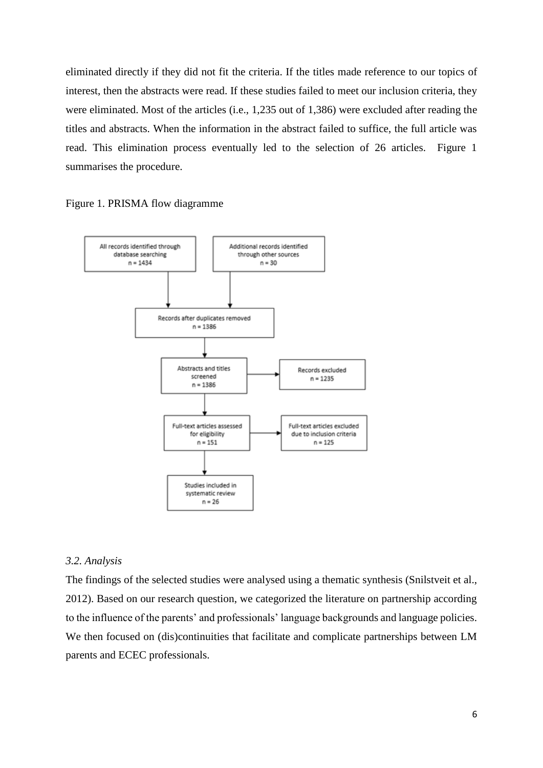eliminated directly if they did not fit the criteria. If the titles made reference to our topics of interest, then the abstracts were read. If these studies failed to meet our inclusion criteria, they were eliminated. Most of the articles (i.e., 1,235 out of 1,386) were excluded after reading the titles and abstracts. When the information in the abstract failed to suffice, the full article was read. This elimination process eventually led to the selection of 26 articles. Figure 1 summarises the procedure.

Figure 1. PRISMA flow diagramme

All records identified through database searching n = 1434

Additional records identified through other sources n = 30

Records after duplicates removed n = 1386

Abstracts and titles screened n = 1386

Records excluded n = 1235

Full-text articles assessed for eligibility n = 151

Full-text articles excluded due to inclusion criteria n = 125

Studies included in systematic review n = 26

### *3.2. Analysis*

The findings of the selected studies were analysed using a thematic synthesis (Snilstveit et al., 2012). Based on our research question, we categorized the literature on partnership according to the influence of the parents' and professionals' language backgrounds and language policies. We then focused on (dis)continuities that facilitate and complicate partnerships between LM parents and ECEC professionals.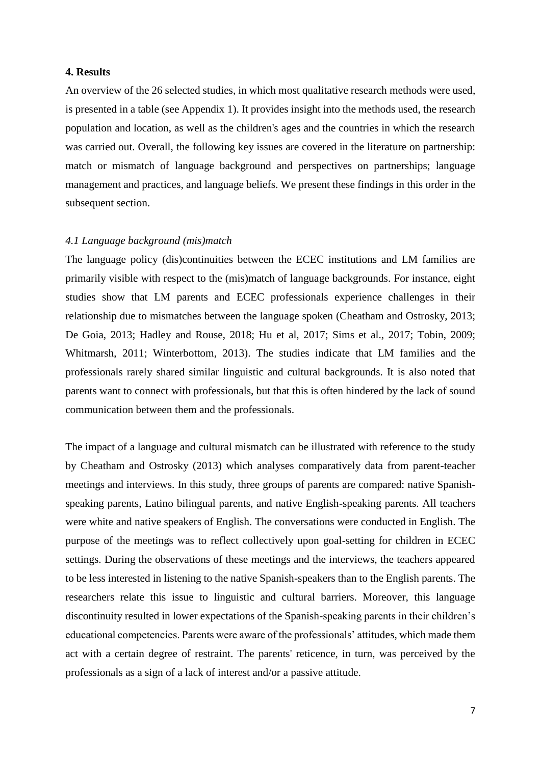## 4. Results

An overview of the 26 selected studies, in which most qualitative research methods were used, is presented in a table (see Appendix 1). It provides insight into the methods used, the research population and location, as well as the children's ages and the countries in which the research was carried out. Overall, the following key issues are covered in the literature on partnership: match or mismatch of language background and perspectives on partnerships; language management and practices, and language beliefs. We present these findings in this order in the subsequent section.

### *4.1 Language background (mis)match*

The language policy (dis)continuities between the ECEC institutions and LM families are primarily visible with respect to the (mis)match of language backgrounds. For instance, eight studies show that LM parents and ECEC professionals experience challenges in their relationship due to mismatches between the language spoken (Cheatham and Ostrosky, 2013; De Goia, 2013; Hadley and Rouse, 2018; Hu et al, 2017; Sims et al., 2017; Tobin, 2009; Whitmarsh, 2011; Winterbottom, 2013). The studies indicate that LM families and the professionals rarely shared similar linguistic and cultural backgrounds. It is also noted that parents want to connect with professionals, but that this is often hindered by the lack of sound communication between them and the professionals.

The impact of a language and cultural mismatch can be illustrated with reference to the study by Cheatham and Ostrosky (2013) which analyses comparatively data from parent-teacher meetings and interviews. In this study, three groups of parents are compared: native Spanish-speaking parents, Latino bilingual parents, and native English-speaking parents. All teachers were white and native speakers of English. The conversations were conducted in English. The purpose of the meetings was to reflect collectively upon goal-setting for children in ECEC settings. During the observations of these meetings and the interviews, the teachers appeared to be less interested in listening to the native Spanish-speakers than to the English parents. The researchers relate this issue to linguistic and cultural barriers. Moreover, this language discontinuity resulted in lower expectations of the Spanish-speaking parents in their children's educational competencies. Parents were aware of the professionals' attitudes, which made them act with a certain degree of restraint. The parents' reticence, in turn, was perceived by the professionals as a sign of a lack of interest and/or a passive attitude.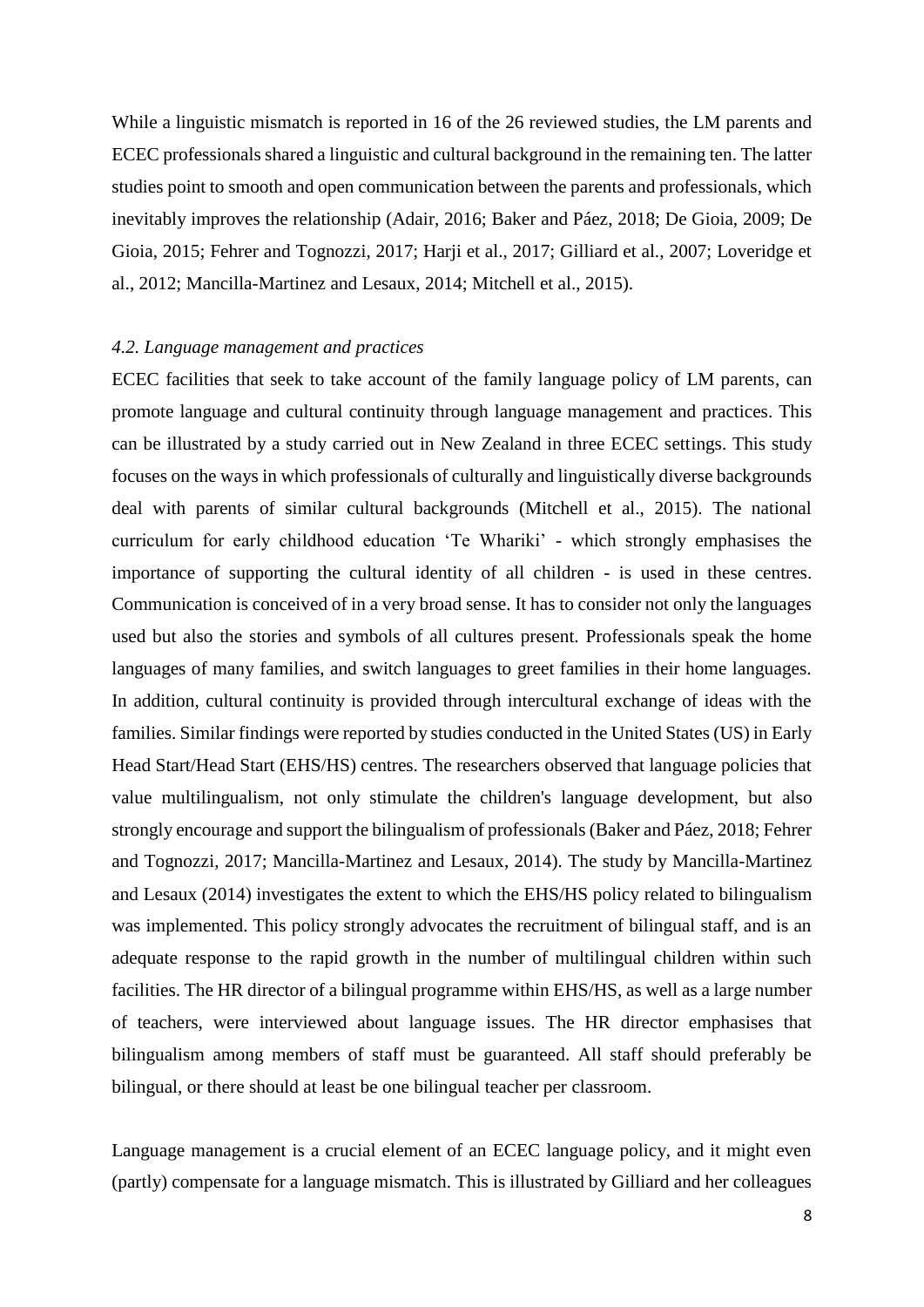While a linguistic mismatch is reported in 16 of the 26 reviewed studies, the LM parents and ECEC professionals shared a linguistic and cultural background in the remaining ten. The latter studies point to smooth and open communication between the parents and professionals, which inevitably improves the relationship (Adair, 2016; Baker and Páez, 2018; De Gioia, 2009; De Gioia, 2015; Fehrer and Tognozzi, 2017; Harji et al., 2017; Gilliard et al., 2007; Loveridge et al., 2012; Mancilla-Martinez and Lesaux, 2014; Mitchell et al., 2015).

### *4.2. Language management and practices*

ECEC facilities that seek to take account of the family language policy of LM parents, can promote language and cultural continuity through language management and practices. This can be illustrated by a study carried out in New Zealand in three ECEC settings. This study focuses on the ways in which professionals of culturally and linguistically diverse backgrounds deal with parents of similar cultural backgrounds (Mitchell et al., 2015). The national curriculum for early childhood education 'Te Whariki' - which strongly emphasises the importance of supporting the cultural identity of all children - is used in these centres. Communication is conceived of in a very broad sense. It has to consider not only the languages used but also the stories and symbols of all cultures present. Professionals speak the home languages of many families, and switch languages to greet families in their home languages. In addition, cultural continuity is provided through intercultural exchange of ideas with the families. Similar findings were reported by studies conducted in the United States (US) in Early Head Start/Head Start (EHS/HS) centres. The researchers observed that language policies that value multilingualism, not only stimulate the children's language development, but also strongly encourage and support the bilingualism of professionals (Baker and Páez, 2018; Fehrer and Tognozzi, 2017; Mancilla-Martinez and Lesaux, 2014). The study by Mancilla-Martinez and Lesaux (2014) investigates the extent to which the EHS/HS policy related to bilingualism was implemented. This policy strongly advocates the recruitment of bilingual staff, and is an adequate response to the rapid growth in the number of multilingual children within such facilities. The HR director of a bilingual programme within EHS/HS, as well as a large number of teachers, were interviewed about language issues. The HR director emphasises that bilingualism among members of staff must be guaranteed. All staff should preferably be bilingual, or there should at least be one bilingual teacher per classroom.

Language management is a crucial element of an ECEC language policy, and it might even (partly) compensate for a language mismatch. This is illustrated by Gilliard and her colleagues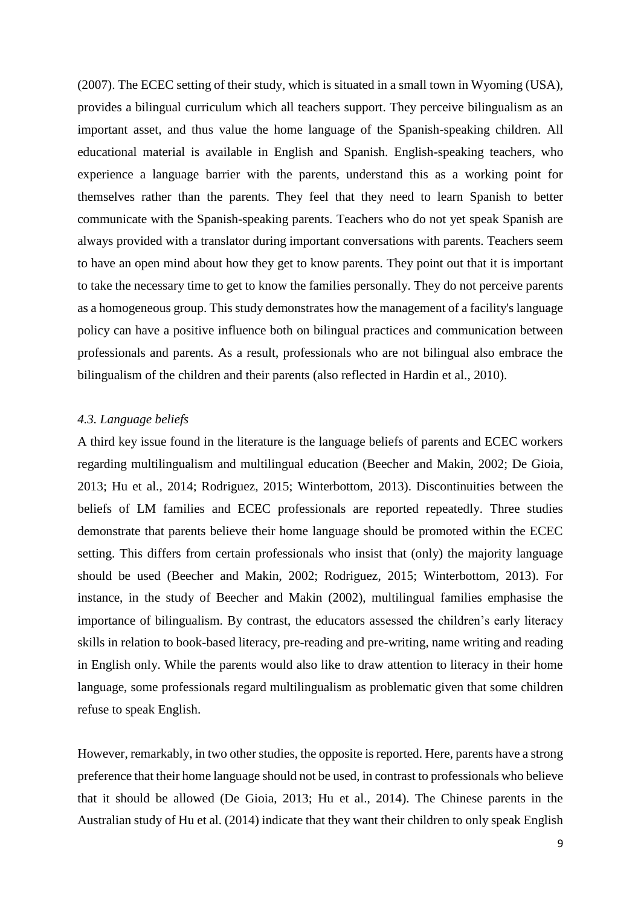(2007). The ECEC setting of their study, which is situated in a small town in Wyoming (USA), provides a bilingual curriculum which all teachers support. They perceive bilingualism as an important asset, and thus value the home language of the Spanish-speaking children. All educational material is available in English and Spanish. English-speaking teachers, who experience a language barrier with the parents, understand this as a working point for themselves rather than the parents. They feel that they need to learn Spanish to better communicate with the Spanish-speaking parents. Teachers who do not yet speak Spanish are always provided with a translator during important conversations with parents. Teachers seem to have an open mind about how they get to know parents. They point out that it is important to take the necessary time to get to know the families personally. They do not perceive parents as a homogeneous group. This study demonstrates how the management of a facility's language policy can have a positive influence both on bilingual practices and communication between professionals and parents. As a result, professionals who are not bilingual also embrace the bilingualism of the children and their parents (also reflected in Hardin et al., 2010).

### *4.3. Language beliefs*

A third key issue found in the literature is the language beliefs of parents and ECEC workers regarding multilingualism and multilingual education (Beecher and Makin, 2002; De Gioia, 2013; Hu et al., 2014; Rodriguez, 2015; Winterbottom, 2013). Discontinuities between the beliefs of LM families and ECEC professionals are reported repeatedly. Three studies demonstrate that parents believe their home language should be promoted within the ECEC setting. This differs from certain professionals who insist that (only) the majority language should be used (Beecher and Makin, 2002; Rodriguez, 2015; Winterbottom, 2013). For instance, in the study of Beecher and Makin (2002), multilingual families emphasise the importance of bilingualism. By contrast, the educators assessed the children's early literacy skills in relation to book-based literacy, pre-reading and pre-writing, name writing and reading in English only. While the parents would also like to draw attention to literacy in their home language, some professionals regard multilingualism as problematic given that some children refuse to speak English.

However, remarkably, in two other studies, the opposite is reported. Here, parents have a strong preference that their home language should not be used, in contrast to professionals who believe that it should be allowed (De Gioia, 2013; Hu et al., 2014). The Chinese parents in the Australian study of Hu et al. (2014) indicate that they want their children to only speak English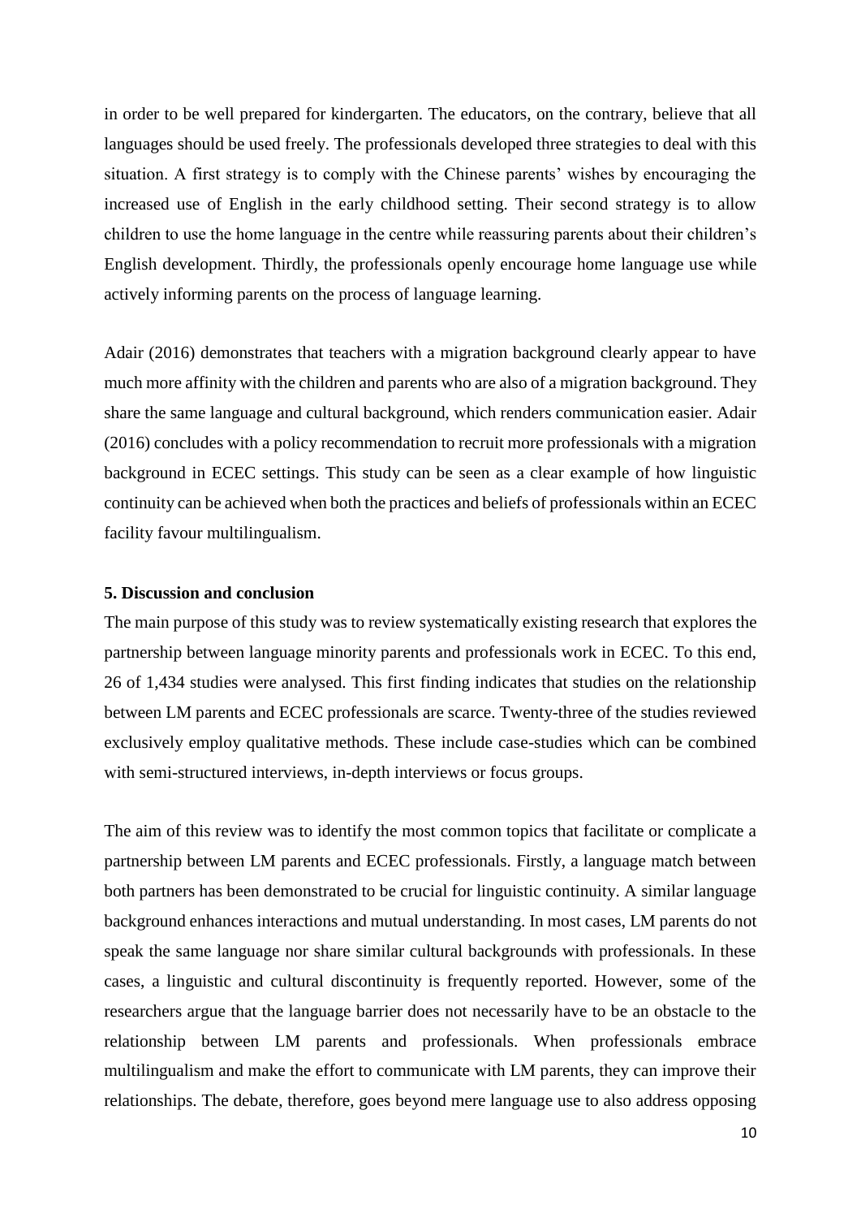in order to be well prepared for kindergarten. The educators, on the contrary, believe that all languages should be used freely. The professionals developed three strategies to deal with this situation. A first strategy is to comply with the Chinese parents' wishes by encouraging the increased use of English in the early childhood setting. Their second strategy is to allow children to use the home language in the centre while reassuring parents about their children's English development. Thirdly, the professionals openly encourage home language use while actively informing parents on the process of language learning.

Adair (2016) demonstrates that teachers with a migration background clearly appear to have much more affinity with the children and parents who are also of a migration background. They share the same language and cultural background, which renders communication easier. Adair (2016) concludes with a policy recommendation to recruit more professionals with a migration background in ECEC settings. This study can be seen as a clear example of how linguistic continuity can be achieved when both the practices and beliefs of professionals within an ECEC facility favour multilingualism.

## 5. Discussion and conclusion

The main purpose of this study was to review systematically existing research that explores the partnership between language minority parents and professionals work in ECEC. To this end, 26 of 1,434 studies were analysed. This first finding indicates that studies on the relationship between LM parents and ECEC professionals are scarce. Twenty-three of the studies reviewed exclusively employ qualitative methods. These include case-studies which can be combined with semi-structured interviews, in-depth interviews or focus groups.

The aim of this review was to identify the most common topics that facilitate or complicate a partnership between LM parents and ECEC professionals. Firstly, a language match between both partners has been demonstrated to be crucial for linguistic continuity. A similar language background enhances interactions and mutual understanding. In most cases, LM parents do not speak the same language nor share similar cultural backgrounds with professionals. In these cases, a linguistic and cultural discontinuity is frequently reported. However, some of the researchers argue that the language barrier does not necessarily have to be an obstacle to the relationship between LM parents and professionals. When professionals embrace multilingualism and make the effort to communicate with LM parents, they can improve their relationships. The debate, therefore, goes beyond mere language use to also address opposing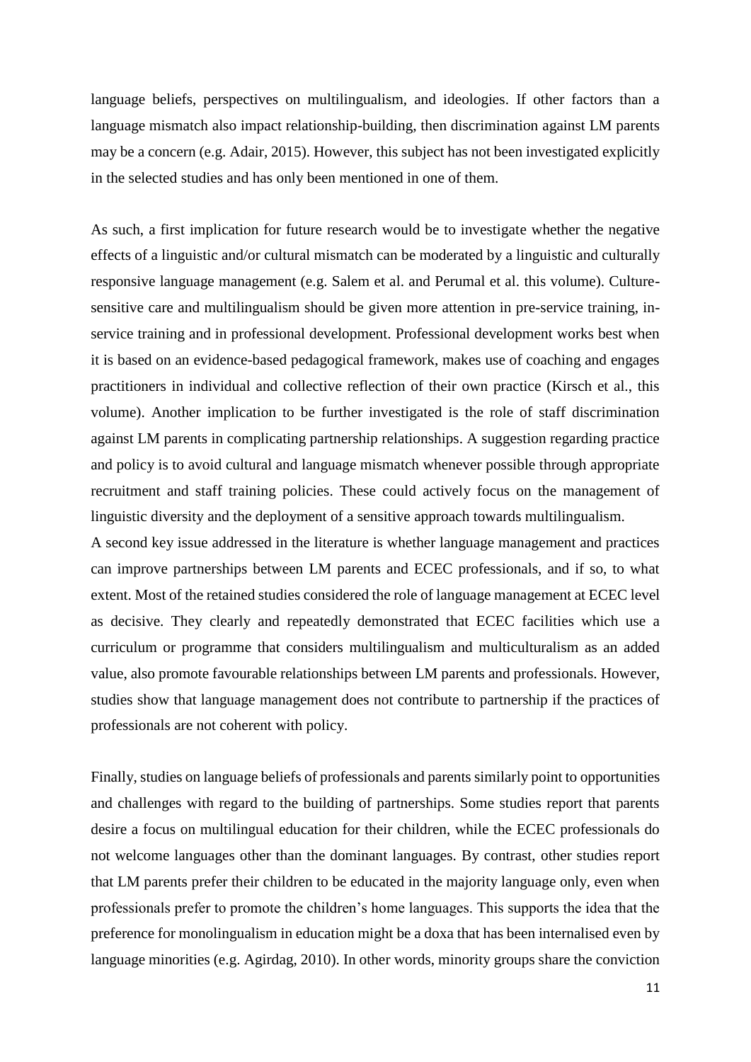language beliefs, perspectives on multilingualism, and ideologies. If other factors than a language mismatch also impact relationship-building, then discrimination against LM parents may be a concern (e.g. Adair, 2015). However, this subject has not been investigated explicitly in the selected studies and has only been mentioned in one of them.

As such, a first implication for future research would be to investigate whether the negative effects of a linguistic and/or cultural mismatch can be moderated by a linguistic and culturally responsive language management (e.g. Salem et al. and Perumal et al. this volume). Culture-sensitive care and multilingualism should be given more attention in pre-service training, in-service training and in professional development. Professional development works best when it is based on an evidence-based pedagogical framework, makes use of coaching and engages practitioners in individual and collective reflection of their own practice (Kirsch et al., this volume). Another implication to be further investigated is the role of staff discrimination against LM parents in complicating partnership relationships. A suggestion regarding practice and policy is to avoid cultural and language mismatch whenever possible through appropriate recruitment and staff training policies. These could actively focus on the management of linguistic diversity and the deployment of a sensitive approach towards multilingualism.

A second key issue addressed in the literature is whether language management and practices can improve partnerships between LM parents and ECEC professionals, and if so, to what extent. Most of the retained studies considered the role of language management at ECEC level as decisive. They clearly and repeatedly demonstrated that ECEC facilities which use a curriculum or programme that considers multilingualism and multiculturalism as an added value, also promote favourable relationships between LM parents and professionals. However, studies show that language management does not contribute to partnership if the practices of professionals are not coherent with policy.

Finally, studies on language beliefs of professionals and parents similarly point to opportunities and challenges with regard to the building of partnerships. Some studies report that parents desire a focus on multilingual education for their children, while the ECEC professionals do not welcome languages other than the dominant languages. By contrast, other studies report that LM parents prefer their children to be educated in the majority language only, even when professionals prefer to promote the children's home languages. This supports the idea that the preference for monolingualism in education might be a doxa that has been internalised even by language minorities (e.g. Agirdag, 2010). In other words, minority groups share the conviction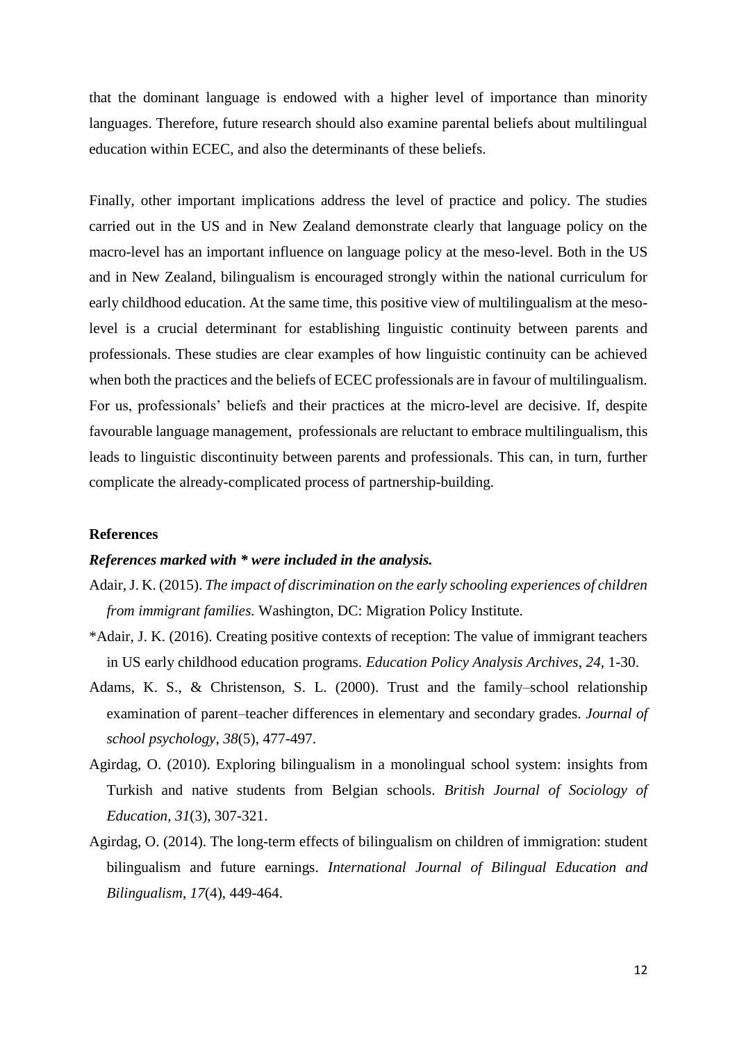that the dominant language is endowed with a higher level of importance than minority languages. Therefore, future research should also examine parental beliefs about multilingual education within ECEC, and also the determinants of these beliefs.

Finally, other important implications address the level of practice and policy. The studies carried out in the US and in New Zealand demonstrate clearly that language policy on the macro-level has an important influence on language policy at the meso-level. Both in the US and in New Zealand, bilingualism is encouraged strongly within the national curriculum for early childhood education. At the same time, this positive view of multilingualism at the meso-level is a crucial determinant for establishing linguistic continuity between parents and professionals. These studies are clear examples of how linguistic continuity can be achieved when both the practices and the beliefs of ECEC professionals are in favour of multilingualism. For us, professionals' beliefs and their practices at the micro-level are decisive. If, despite favourable language management, professionals are reluctant to embrace multilingualism, this leads to linguistic discontinuity between parents and professionals. This can, in turn, further complicate the already-complicated process of partnership-building.

## References

***References marked with * were included in the analysis.***

Adair, J. K. (2015). *The impact of discrimination on the early schooling experiences of children from immigrant families.* Washington, DC: Migration Policy Institute.

*Adair, J. K. (2016). Creating positive contexts of reception: The value of immigrant teachers in US early childhood education programs. *Education Policy Analysis Archives*, *24*, 1-30.

Adams, K. S., & Christenson, S. L. (2000). Trust and the family–school relationship examination of parent–teacher differences in elementary and secondary grades. *Journal of school psychology*, *38*(5), 477-497.

Agirdag, O. (2010). Exploring bilingualism in a monolingual school system: insights from Turkish and native students from Belgian schools. *British Journal of Sociology of Education, 31*(3), 307-321.

Agirdag, O. (2014). The long-term effects of bilingualism on children of immigration: student bilingualism and future earnings. *International Journal of Bilingual Education and Bilingualism*, *17*(4), 449-464.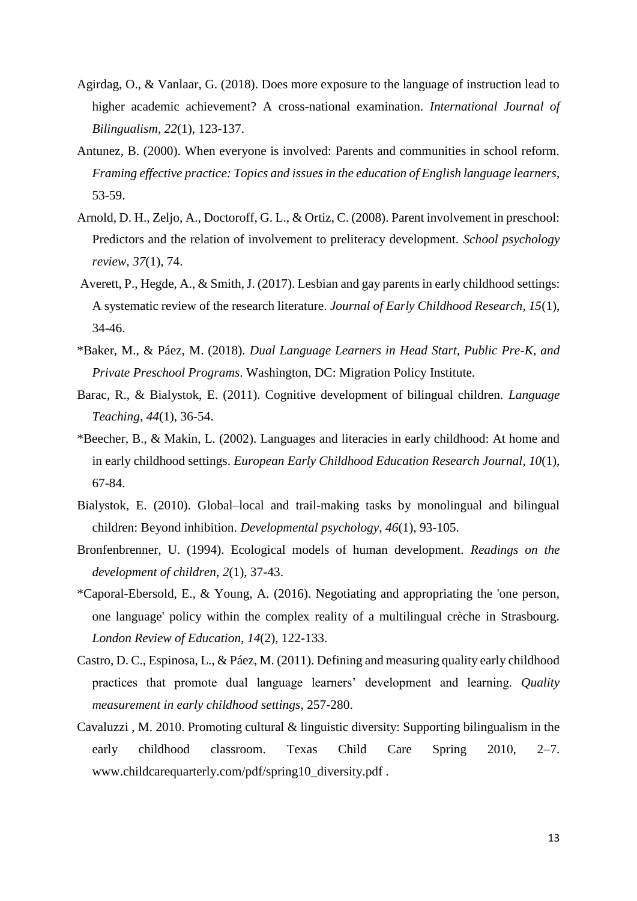Agirdag, O., & Vanlaar, G. (2018). Does more exposure to the language of instruction lead to higher academic achievement? A cross-national examination. *International Journal of Bilingualism*, *22*(1), 123-137.

Antunez, B. (2000). When everyone is involved: Parents and communities in school reform. *Framing effective practice: Topics and issues in the education of English language learners*, 53-59.

Arnold, D. H., Zeljo, A., Doctoroff, G. L., & Ortiz, C. (2008). Parent involvement in preschool: Predictors and the relation of involvement to preliteracy development. *School psychology review*, *37*(1), 74.

Averett, P., Hegde, A., & Smith, J. (2017). Lesbian and gay parents in early childhood settings: A systematic review of the research literature. *Journal of Early Childhood Research*, *15*(1), 34-46.

*Baker, M., & Páez, M. (2018). *Dual Language Learners in Head Start, Public Pre-K, and Private Preschool Programs*. Washington, DC: Migration Policy Institute.

Barac, R., & Bialystok, E. (2011). Cognitive development of bilingual children. *Language Teaching*, *44*(1), 36-54.

*Beecher, B., & Makin, L. (2002). Languages and literacies in early childhood: At home and in early childhood settings. *European Early Childhood Education Research Journal*, *10*(1), 67-84.

Bialystok, E. (2010). Global–local and trail-making tasks by monolingual and bilingual children: Beyond inhibition. *Developmental psychology*, *46*(1), 93-105.

Bronfenbrenner, U. (1994). Ecological models of human development. *Readings on the development of children*, *2*(1), 37-43.

*Caporal-Ebersold, E., & Young, A. (2016). Negotiating and appropriating the 'one person, one language' policy within the complex reality of a multilingual crèche in Strasbourg. *London Review of Education*, *14*(2), 122-133.

Castro, D. C., Espinosa, L., & Páez, M. (2011). Defining and measuring quality early childhood practices that promote dual language learners' development and learning. *Quality measurement in early childhood settings*, 257-280.

Cavaluzzi , M. 2010. Promoting cultural & linguistic diversity: Supporting bilingualism in the early childhood classroom. Texas Child Care Spring 2010, 2–7. www.childcarequarterly.com/pdf/spring10_diversity.pdf .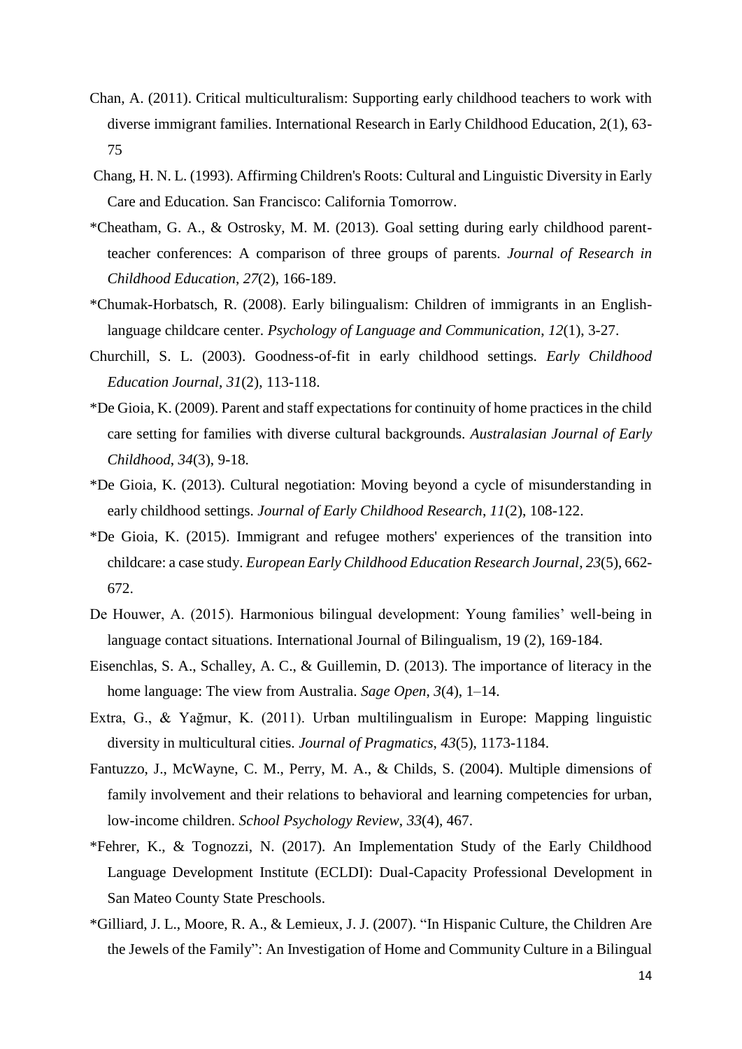Chan, A. (2011). Critical multiculturalism: Supporting early childhood teachers to work with diverse immigrant families. International Research in Early Childhood Education, 2(1), 63-75

Chang, H. N. L. (1993). Affirming Children's Roots: Cultural and Linguistic Diversity in Early Care and Education. San Francisco: California Tomorrow.

*Cheatham, G. A., & Ostrosky, M. M. (2013). Goal setting during early childhood parent-teacher conferences: A comparison of three groups of parents. *Journal of Research in Childhood Education*, *27*(2), 166-189.

*Chumak-Horbatsch, R. (2008). Early bilingualism: Children of immigrants in an English-language childcare center. *Psychology of Language and Communication*, *12*(1), 3-27.

Churchill, S. L. (2003). Goodness-of-fit in early childhood settings. *Early Childhood Education Journal*, *31*(2), 113-118.

*De Gioia, K. (2009). Parent and staff expectations for continuity of home practices in the child care setting for families with diverse cultural backgrounds. *Australasian Journal of Early Childhood*, *34*(3), 9-18.

*De Gioia, K. (2013). Cultural negotiation: Moving beyond a cycle of misunderstanding in early childhood settings. *Journal of Early Childhood Research*, *11*(2), 108-122.

*De Gioia, K. (2015). Immigrant and refugee mothers' experiences of the transition into childcare: a case study. *European Early Childhood Education Research Journal*, *23*(5), 662-672.

De Houwer, A. (2015). Harmonious bilingual development: Young families' well-being in language contact situations. International Journal of Bilingualism, 19 (2), 169-184.

Eisenchlas, S. A., Schalley, A. C., & Guillemin, D. (2013). The importance of literacy in the home language: The view from Australia. *Sage Open*, *3*(4), 1–14.

Extra, G., & Yağmur, K. (2011). Urban multilingualism in Europe: Mapping linguistic diversity in multicultural cities. *Journal of Pragmatics*, *43*(5), 1173-1184.

Fantuzzo, J., McWayne, C. M., Perry, M. A., & Childs, S. (2004). Multiple dimensions of family involvement and their relations to behavioral and learning competencies for urban, low-income children. *School Psychology Review*, *33*(4), 467.

*Fehrer, K., & Tognozzi, N. (2017). An Implementation Study of the Early Childhood Language Development Institute (ECLDI): Dual-Capacity Professional Development in San Mateo County State Preschools.

*Gilliard, J. L., Moore, R. A., & Lemieux, J. J. (2007). "In Hispanic Culture, the Children Are the Jewels of the Family": An Investigation of Home and Community Culture in a Bilingual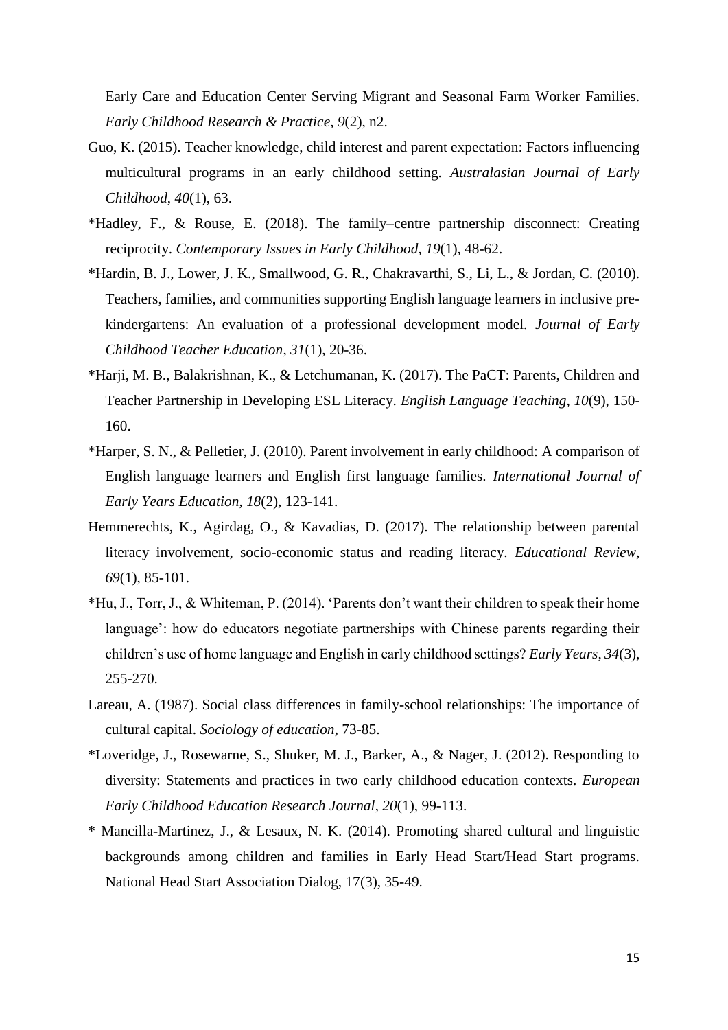Early Care and Education Center Serving Migrant and Seasonal Farm Worker Families. *Early Childhood Research & Practice*, *9*(2), n2.

Guo, K. (2015). Teacher knowledge, child interest and parent expectation: Factors influencing multicultural programs in an early childhood setting. *Australasian Journal of Early Childhood*, *40*(1), 63.

*Hadley, F., & Rouse, E. (2018). The family–centre partnership disconnect: Creating reciprocity. *Contemporary Issues in Early Childhood*, *19*(1), 48-62.

*Hardin, B. J., Lower, J. K., Smallwood, G. R., Chakravarthi, S., Li, L., & Jordan, C. (2010). Teachers, families, and communities supporting English language learners in inclusive pre-kindergartens: An evaluation of a professional development model. *Journal of Early Childhood Teacher Education*, *31*(1), 20-36.

*Harji, M. B., Balakrishnan, K., & Letchumanan, K. (2017). The PaCT: Parents, Children and Teacher Partnership in Developing ESL Literacy. *English Language Teaching*, *10*(9), 150-160.

*Harper, S. N., & Pelletier, J. (2010). Parent involvement in early childhood: A comparison of English language learners and English first language families. *International Journal of Early Years Education*, *18*(2), 123-141.

Hemmerechts, K., Agirdag, O., & Kavadias, D. (2017). The relationship between parental literacy involvement, socio-economic status and reading literacy. *Educational Review*, *69*(1), 85-101.

*Hu, J., Torr, J., & Whiteman, P. (2014). 'Parents don't want their children to speak their home language': how do educators negotiate partnerships with Chinese parents regarding their children's use of home language and English in early childhood settings? *Early Years*, *34*(3), 255-270.

Lareau, A. (1987). Social class differences in family-school relationships: The importance of cultural capital. *Sociology of education*, 73-85.

*Loveridge, J., Rosewarne, S., Shuker, M. J., Barker, A., & Nager, J. (2012). Responding to diversity: Statements and practices in two early childhood education contexts. *European Early Childhood Education Research Journal*, *20*(1), 99-113.

* Mancilla-Martinez, J., & Lesaux, N. K. (2014). Promoting shared cultural and linguistic backgrounds among children and families in Early Head Start/Head Start programs. National Head Start Association Dialog, 17(3), 35-49.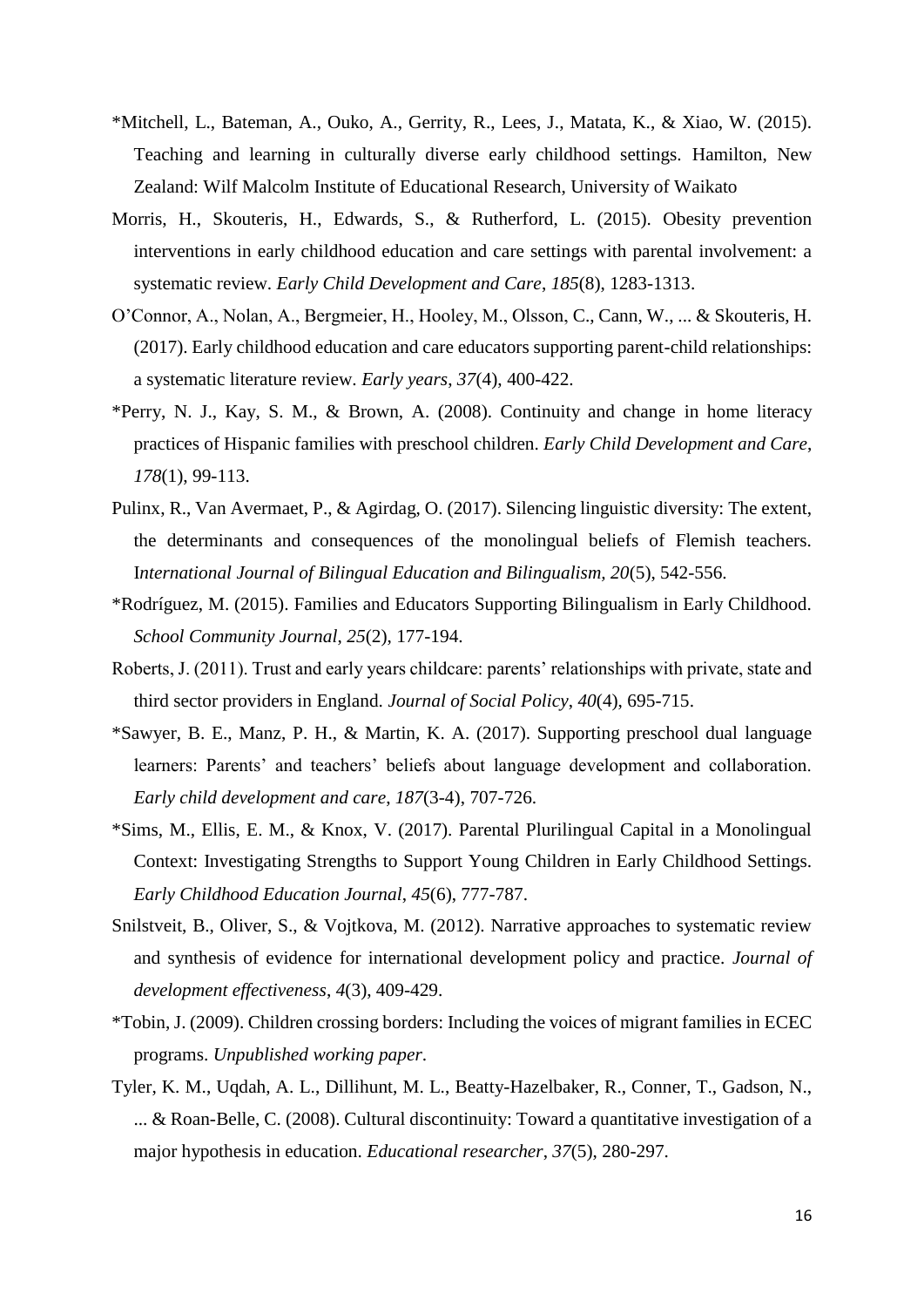*Mitchell, L., Bateman, A., Ouko, A., Gerrity, R., Lees, J., Matata, K., & Xiao, W. (2015). Teaching and learning in culturally diverse early childhood settings. Hamilton, New Zealand: Wilf Malcolm Institute of Educational Research, University of Waikato

Morris, H., Skouteris, H., Edwards, S., & Rutherford, L. (2015). Obesity prevention interventions in early childhood education and care settings with parental involvement: a systematic review. *Early Child Development and Care*, *185*(8), 1283-1313.

O'Connor, A., Nolan, A., Bergmeier, H., Hooley, M., Olsson, C., Cann, W., ... & Skouteris, H. (2017). Early childhood education and care educators supporting parent-child relationships: a systematic literature review. *Early years*, *37*(4), 400-422.

*Perry, N. J., Kay, S. M., & Brown, A. (2008). Continuity and change in home literacy practices of Hispanic families with preschool children. *Early Child Development and Care*, *178*(1), 99-113.

Pulinx, R., Van Avermaet, P., & Agirdag, O. (2017). Silencing linguistic diversity: The extent, the determinants and consequences of the monolingual beliefs of Flemish teachers. I*nternational Journal of Bilingual Education and Bilingualism, 20*(5), 542-556.

*Rodríguez, M. (2015). Families and Educators Supporting Bilingualism in Early Childhood. *School Community Journal, 25*(2), 177-194.

Roberts, J. (2011). Trust and early years childcare: parents' relationships with private, state and third sector providers in England. *Journal of Social Policy*, *40*(4), 695-715.

*Sawyer, B. E., Manz, P. H., & Martin, K. A. (2017). Supporting preschool dual language learners: Parents' and teachers' beliefs about language development and collaboration. *Early child development and care*, *187*(3-4), 707-726.

*Sims, M., Ellis, E. M., & Knox, V. (2017). Parental Plurilingual Capital in a Monolingual Context: Investigating Strengths to Support Young Children in Early Childhood Settings. *Early Childhood Education Journal*, *45*(6), 777-787.

Snilstveit, B., Oliver, S., & Vojtkova, M. (2012). Narrative approaches to systematic review and synthesis of evidence for international development policy and practice. *Journal of development effectiveness*, *4*(3), 409-429.

*Tobin, J. (2009). Children crossing borders: Including the voices of migrant families in ECEC programs. *Unpublished working paper*.

Tyler, K. M., Uqdah, A. L., Dillihunt, M. L., Beatty-Hazelbaker, R., Conner, T., Gadson, N., ... & Roan-Belle, C. (2008). Cultural discontinuity: Toward a quantitative investigation of a major hypothesis in education. *Educational researcher*, *37*(5), 280-297.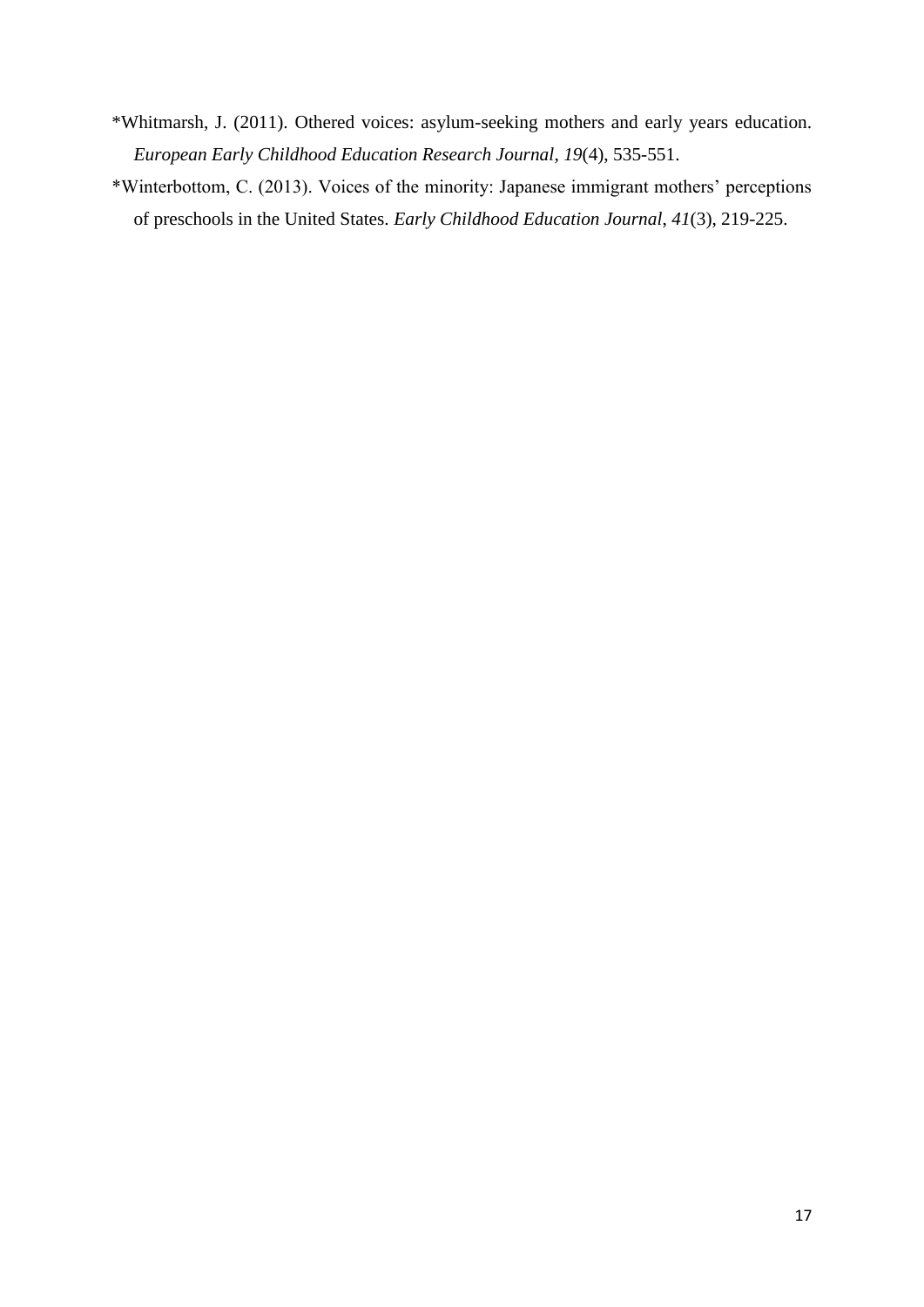*Whitmarsh, J. (2011). Othered voices: asylum-seeking mothers and early years education. *European Early Childhood Education Research Journal*, *19*(4), 535-551.

*Winterbottom, C. (2013). Voices of the minority: Japanese immigrant mothers' perceptions of preschools in the United States. *Early Childhood Education Journal*, *41*(3), 219-225.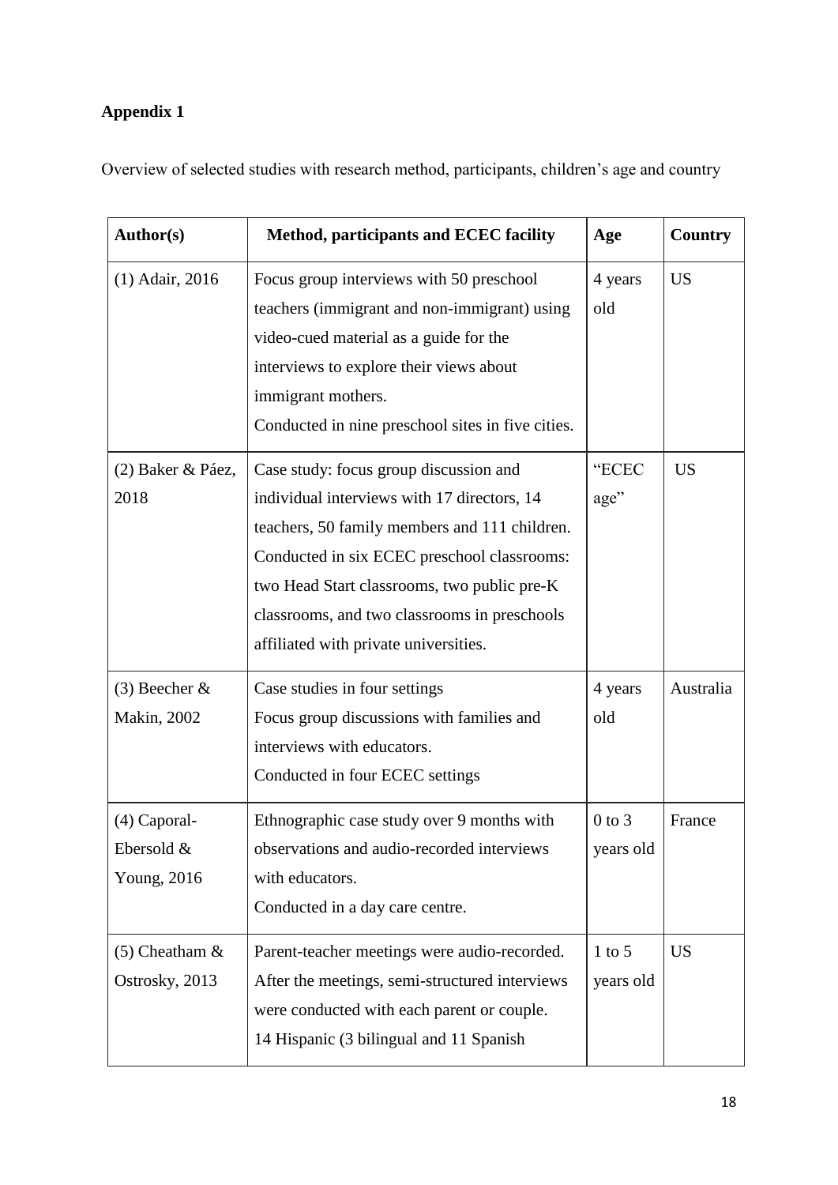**Appendix 1**

Overview of selected studies with research method, participants, children's age and country

| Author(s) | Method, participants and ECEC facility | Age | Country |
|---|---|---|---|
| (1) Adair, 2016 | Focus group interviews with 50 preschool teachers (immigrant and non-immigrant) using video-cued material as a guide for the interviews to explore their views about immigrant mothers.<br>Conducted in nine preschool sites in five cities. | 4 years old | US |
| (2) Baker & Páez, 2018 | Case study: focus group discussion and individual interviews with 17 directors, 14 teachers, 50 family members and 111 children. Conducted in six ECEC preschool classrooms: two Head Start classrooms, two public pre-K classrooms, and two classrooms in preschools affiliated with private universities. | "ECEC age" | US |
| (3) Beecher & Makin, 2002 | Case studies in four settings<br>Focus group discussions with families and interviews with educators.<br>Conducted in four ECEC settings | 4 years old | Australia |
| (4) Caporal-Ebersold & Young, 2016 | Ethnographic case study over 9 months with observations and audio-recorded interviews with educators.<br>Conducted in a day care centre. | 0 to 3 years old | France |
| (5) Cheatham & Ostrosky, 2013 | Parent-teacher meetings were audio-recorded. After the meetings, semi-structured interviews were conducted with each parent or couple.<br>14 Hispanic (3 bilingual and 11 Spanish | 1 to 5 years old | US |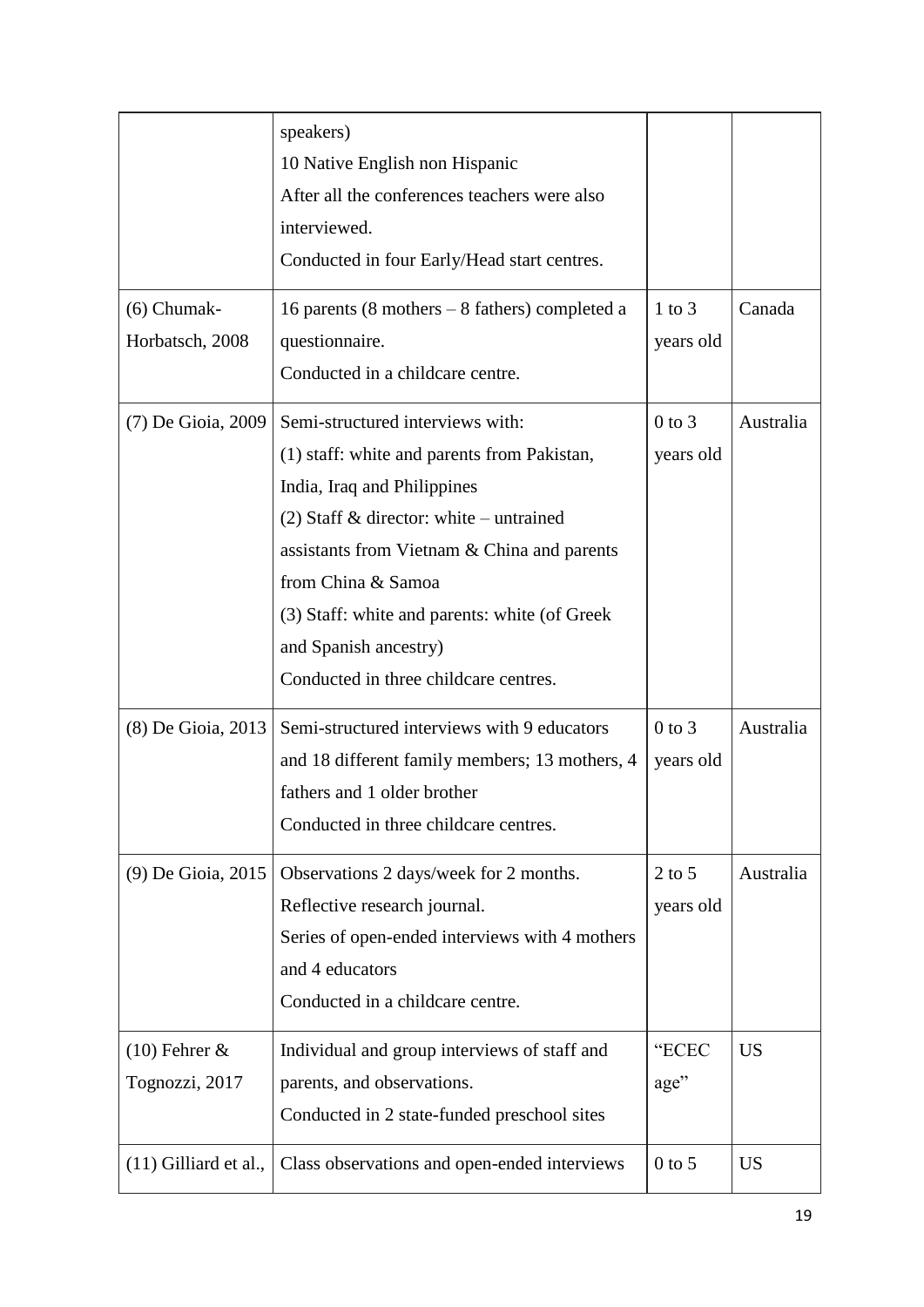| | | | |
|---|---|---|---|
| | speakers)<br>10 Native English non Hispanic<br>After all the conferences teachers were also interviewed.<br>Conducted in four Early/Head start centres. | | |
| (6) Chumak-Horbatsch, 2008 | 16 parents (8 mothers – 8 fathers) completed a questionnaire.<br>Conducted in a childcare centre. | 1 to 3 years old | Canada |
| (7) De Gioia, 2009 | Semi-structured interviews with:<br>(1) staff: white and parents from Pakistan, India, Iraq and Philippines<br>(2) Staff & director: white – untrained assistants from Vietnam & China and parents from China & Samoa<br>(3) Staff: white and parents: white (of Greek and Spanish ancestry)<br>Conducted in three childcare centres. | 0 to 3 years old | Australia |
| (8) De Gioia, 2013 | Semi-structured interviews with 9 educators and 18 different family members; 13 mothers, 4 fathers and 1 older brother<br>Conducted in three childcare centres. | 0 to 3 years old | Australia |
| (9) De Gioia, 2015 | Observations 2 days/week for 2 months.<br>Reflective research journal.<br>Series of open-ended interviews with 4 mothers and 4 educators<br>Conducted in a childcare centre. | 2 to 5 years old | Australia |
| (10) Fehrer & Tognozzi, 2017 | Individual and group interviews of staff and parents, and observations.<br>Conducted in 2 state-funded preschool sites | "ECEC age" | US |
| (11) Gilliard et al., | Class observations and open-ended interviews | 0 to 5 | US |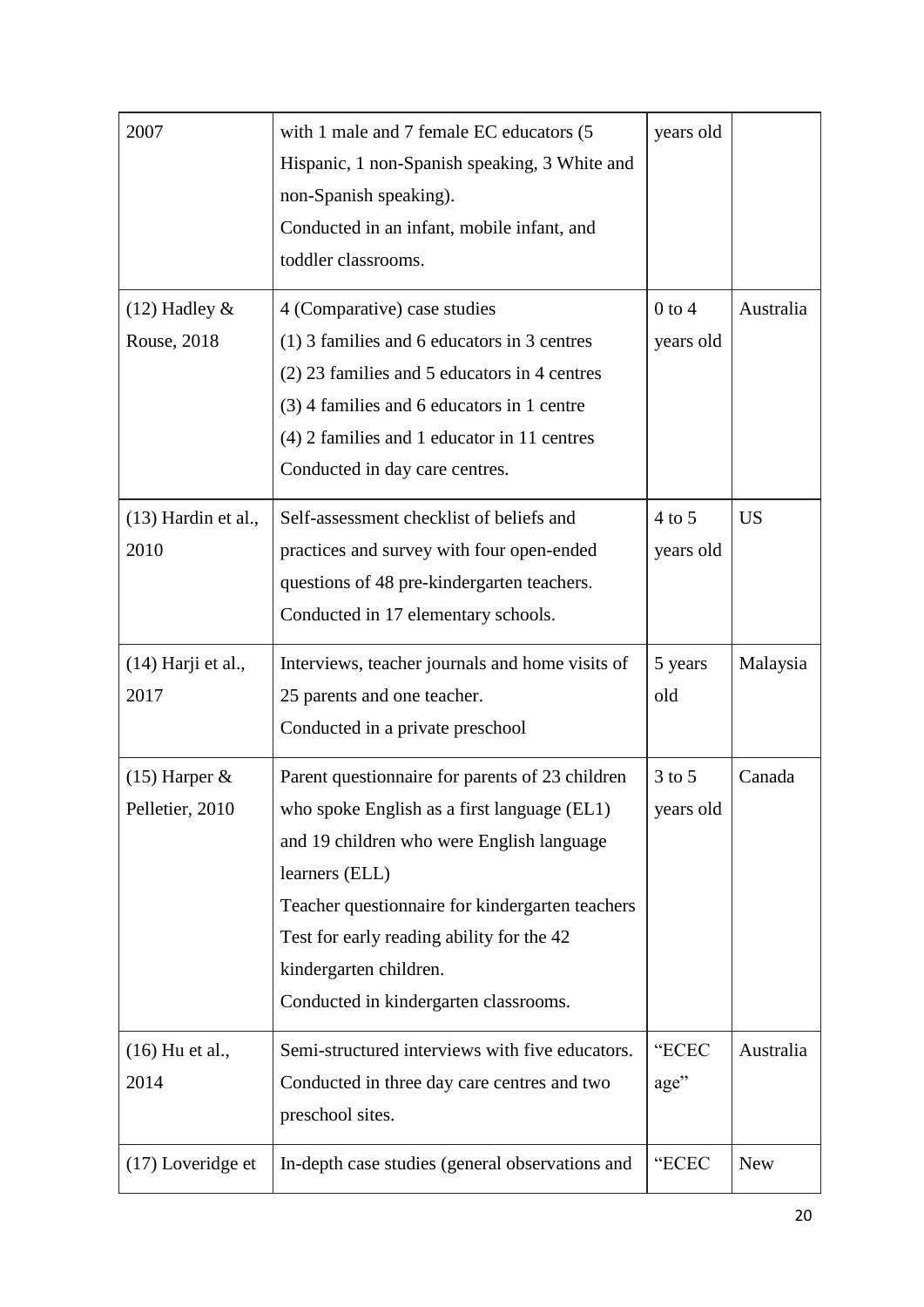| | | | |
|---|---|---|---|
| 2007 | with 1 male and 7 female EC educators (5 Hispanic, 1 non-Spanish speaking, 3 White and non-Spanish speaking).<br>Conducted in an infant, mobile infant, and toddler classrooms. | years old | |
| (12) Hadley & Rouse, 2018 | 4 (Comparative) case studies<br>(1) 3 families and 6 educators in 3 centres<br>(2) 23 families and 5 educators in 4 centres<br>(3) 4 families and 6 educators in 1 centre<br>(4) 2 families and 1 educator in 11 centres<br>Conducted in day care centres. | 0 to 4 years old | Australia |
| (13) Hardin et al., 2010 | Self-assessment checklist of beliefs and practices and survey with four open-ended questions of 48 pre-kindergarten teachers.<br>Conducted in 17 elementary schools. | 4 to 5 years old | US |
| (14) Harji et al., 2017 | Interviews, teacher journals and home visits of 25 parents and one teacher.<br>Conducted in a private preschool | 5 years old | Malaysia |
| (15) Harper & Pelletier, 2010 | Parent questionnaire for parents of 23 children who spoke English as a first language (EL1) and 19 children who were English language learners (ELL)<br>Teacher questionnaire for kindergarten teachers<br>Test for early reading ability for the 42 kindergarten children.<br>Conducted in kindergarten classrooms. | 3 to 5 years old | Canada |
| (16) Hu et al., 2014 | Semi-structured interviews with five educators.<br>Conducted in three day care centres and two preschool sites. | "ECEC age" | Australia |
| (17) Loveridge et | In-depth case studies (general observations and | "ECEC | New |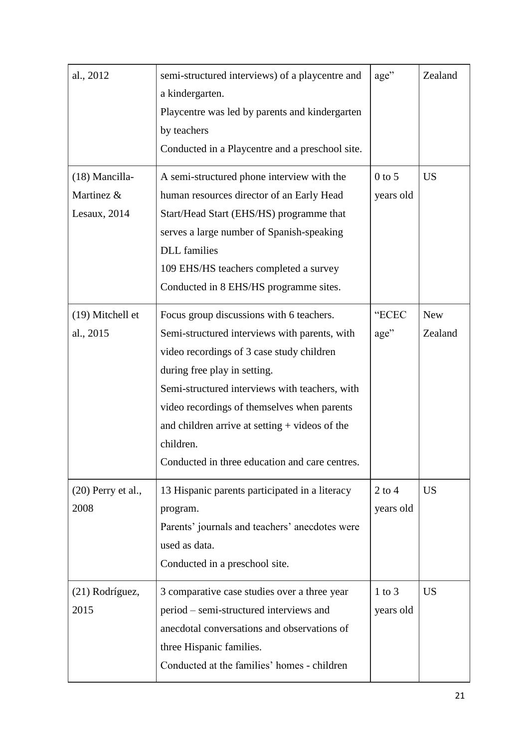| | | | |
|---|---|---|---|
| al., 2012 | semi-structured interviews) of a playcentre and a kindergarten.<br>Playcentre was led by parents and kindergarten by teachers<br>Conducted in a Playcentre and a preschool site. | age" | Zealand |
| (18) Mancilla-Martinez & Lesaux, 2014 | A semi-structured phone interview with the human resources director of an Early Head Start/Head Start (EHS/HS) programme that serves a large number of Spanish-speaking DLL families<br>109 EHS/HS teachers completed a survey<br>Conducted in 8 EHS/HS programme sites. | 0 to 5 years old | US |
| (19) Mitchell et al., 2015 | Focus group discussions with 6 teachers.<br>Semi-structured interviews with parents, with video recordings of 3 case study children during free play in setting.<br>Semi-structured interviews with teachers, with video recordings of themselves when parents and children arrive at setting + videos of the children.<br>Conducted in three education and care centres. | "ECEC age" | New Zealand |
| (20) Perry et al., 2008 | 13 Hispanic parents participated in a literacy program.<br>Parents' journals and teachers' anecdotes were used as data.<br>Conducted in a preschool site. | 2 to 4 years old | US |
| (21) Rodríguez, 2015 | 3 comparative case studies over a three year period – semi-structured interviews and anecdotal conversations and observations of three Hispanic families.<br>Conducted at the families' homes - children | 1 to 3 years old | US |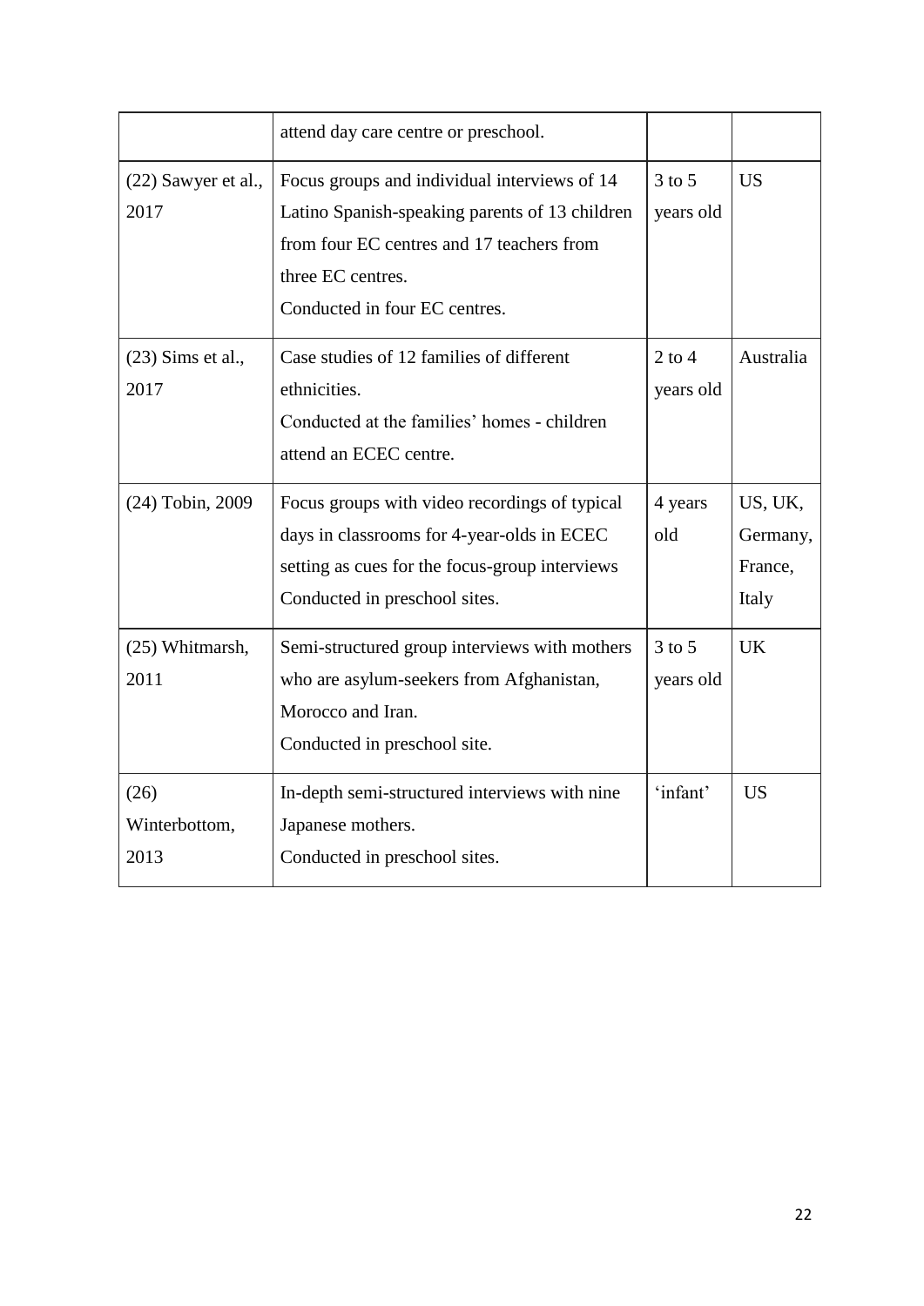| | | | |
|---|---|---|---|
| | attend day care centre or preschool. | | |
| (22) Sawyer et al., 2017 | Focus groups and individual interviews of 14 Latino Spanish-speaking parents of 13 children from four EC centres and 17 teachers from three EC centres.<br>Conducted in four EC centres. | 3 to 5 years old | US |
| (23) Sims et al., 2017 | Case studies of 12 families of different ethnicities.<br>Conducted at the families' homes - children attend an ECEC centre. | 2 to 4 years old | Australia |
| (24) Tobin, 2009 | Focus groups with video recordings of typical days in classrooms for 4-year-olds in ECEC setting as cues for the focus-group interviews<br>Conducted in preschool sites. | 4 years old | US, UK, Germany, France, Italy |
| (25) Whitmarsh, 2011 | Semi-structured group interviews with mothers who are asylum-seekers from Afghanistan, Morocco and Iran.<br>Conducted in preschool site. | 3 to 5 years old | UK |
| (26) Winterbottom, 2013 | In-depth semi-structured interviews with nine Japanese mothers.<br>Conducted in preschool sites. | 'infant' | US |